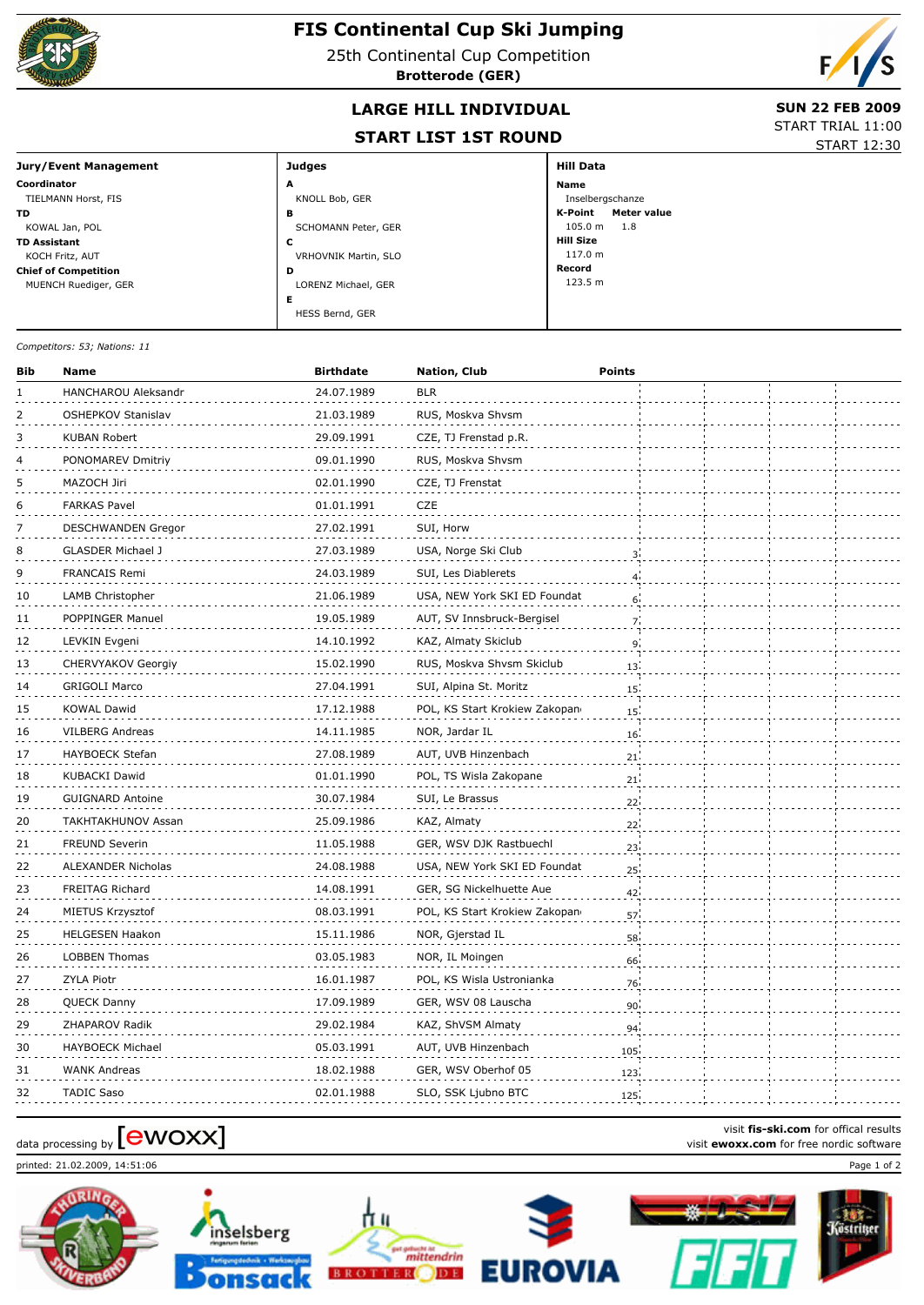# FIS Continental Cup Ski Jumping

25th Continental Cup Competition

**Brotterode (GER)**

## LARGE HILL INDIVIDUAL

## START LIST 1ST ROUND

**SUN 22 FEB 2009**

START TRIAL 11:00

START 12:30

**Jury/Event Management**

**Coordinator**
TIELMANN Horst, FIS

**TD**
KOWAL Jan, POL

**TD Assistant**
KOCH Fritz, AUT

**Chief of Competition**
MUENCH Ruediger, GER

**Judges**

**A**
KNOLL Bob, GER

**B**
SCHOMANN Peter, GER

**C**
VRHOVNIK Martin, SLO

**D**
LORENZ Michael, GER

**E**
HESS Bernd, GER

**Hill Data**

**Name**
Inselbergschanze

**K-Point** 105.0 m — **Meter value** 1.8

**Hill Size**
117.0 m

**Record**
123.5 m

*Competitors: 53; Nations: 11*

| Bib | Name | Birthdate | Nation, Club | Points |
|---|---|---|---|---|
| 1 | HANCHAROU Aleksandr | 24.07.1989 | BLR | |
| 2 | OSHEPKOV Stanislav | 21.03.1989 | RUS, Moskva Shvsm | |
| 3 | KUBAN Robert | 29.09.1991 | CZE, TJ Frenstad p.R. | |
| 4 | PONOMAREV Dmitriy | 09.01.1990 | RUS, Moskva Shvsm | |
| 5 | MAZOCH Jiri | 02.01.1990 | CZE, TJ Frenstat | |
| 6 | FARKAS Pavel | 01.01.1991 | CZE | |
| 7 | DESCHWANDEN Gregor | 27.02.1991 | SUI, Horw | |
| 8 | GLASDER Michael J | 27.03.1989 | USA, Norge Ski Club | 3 |
| 9 | FRANCAIS Remi | 24.03.1989 | SUI, Les Diablerets | 4 |
| 10 | LAMB Christopher | 21.06.1989 | USA, NEW York SKI ED Foundat | 6 |
| 11 | POPPINGER Manuel | 19.05.1989 | AUT, SV Innsbruck-Bergisel | 7 |
| 12 | LEVKIN Evgeni | 14.10.1992 | KAZ, Almaty Skiclub | 9 |
| 13 | CHERVYAKOV Georgiy | 15.02.1990 | RUS, Moskva Shvsm Skiclub | 13 |
| 14 | GRIGOLI Marco | 27.04.1991 | SUI, Alpina St. Moritz | 15 |
| 15 | KOWAL Dawid | 17.12.1988 | POL, KS Start Krokiew Zakopane | 15 |
| 16 | VILBERG Andreas | 14.11.1985 | NOR, Jardar IL | 16 |
| 17 | HAYBOECK Stefan | 27.08.1989 | AUT, UVB Hinzenbach | 21 |
| 18 | KUBACKI Dawid | 01.01.1990 | POL, TS Wisla Zakopane | 21 |
| 19 | GUIGNARD Antoine | 30.07.1984 | SUI, Le Brassus | 22 |
| 20 | TAKHTAKHUNOV Assan | 25.09.1986 | KAZ, Almaty | 22 |
| 21 | FREUND Severin | 11.05.1988 | GER, WSV DJK Rastbuechl | 23 |
| 22 | ALEXANDER Nicholas | 24.08.1988 | USA, NEW York SKI ED Foundat | 25 |
| 23 | FREITAG Richard | 14.08.1991 | GER, SG Nickelhuette Aue | 42 |
| 24 | MIETUS Krzysztof | 08.03.1991 | POL, KS Start Krokiew Zakopane | 57 |
| 25 | HELGESEN Haakon | 15.11.1986 | NOR, Gjerstad IL | 58 |
| 26 | LOBBEN Thomas | 03.05.1983 | NOR, IL Moingen | 66 |
| 27 | ZYLA Piotr | 16.01.1987 | POL, KS Wisla Ustronianka | 76 |
| 28 | QUECK Danny | 17.09.1989 | GER, WSV 08 Lauscha | 90 |
| 29 | ZHAPAROV Radik | 29.02.1984 | KAZ, ShVSM Almaty | 94 |
| 30 | HAYBOECK Michael | 05.03.1991 | AUT, UVB Hinzenbach | 105 |
| 31 | WANK Andreas | 18.02.1988 | GER, WSV Oberhof 05 | 123 |
| 32 | TADIC Saso | 02.01.1988 | SLO, SSK Ljubno BTC | 125 |

data processing by [ewoxx]

visit **fis-ski.com** for offical results
visit **ewoxx.com** for free nordic software

printed: 21.02.2009, 14:51:06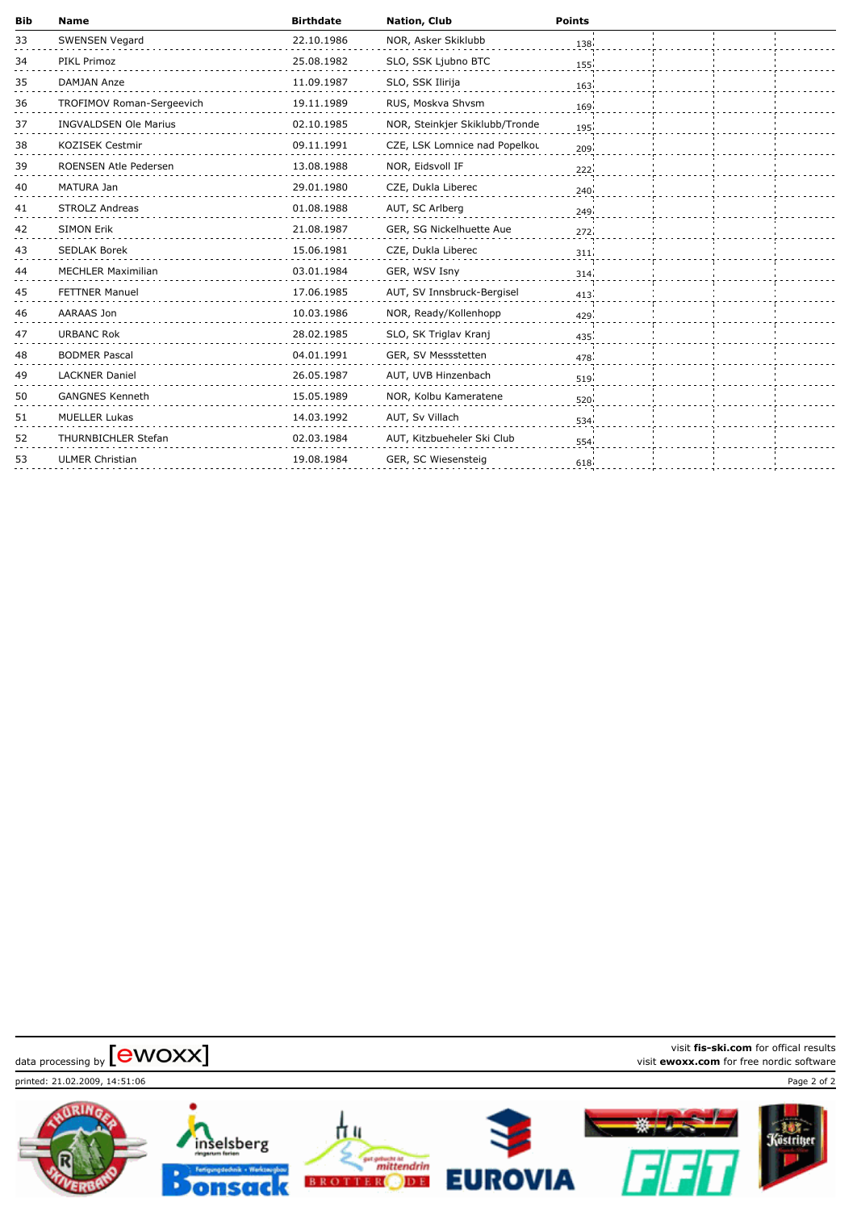| Bib | Name | Birthdate | Nation, Club | Points |
|---|---|---|---|---|
| 33 | SWENSEN Vegard | 22.10.1986 | NOR, Asker Skiklubb | 138 |
| 34 | PIKL Primoz | 25.08.1982 | SLO, SSK Ljubno BTC | 155 |
| 35 | DAMJAN Anze | 11.09.1987 | SLO, SSK Ilirija | 163 |
| 36 | TROFIMOV Roman-Sergeevich | 19.11.1989 | RUS, Moskva Shvsm | 169 |
| 37 | INGVALDSEN Ole Marius | 02.10.1985 | NOR, Steinkjer Skiklubb/Tronde | 195 |
| 38 | KOZISEK Cestmir | 09.11.1991 | CZE, LSK Lomnice nad Popelkou | 209 |
| 39 | ROENSEN Atle Pedersen | 13.08.1988 | NOR, Eidsvoll IF | 222 |
| 40 | MATURA Jan | 29.01.1980 | CZE, Dukla Liberec | 240 |
| 41 | STROLZ Andreas | 01.08.1988 | AUT, SC Arlberg | 249 |
| 42 | SIMON Erik | 21.08.1987 | GER, SG Nickelhuette Aue | 272 |
| 43 | SEDLAK Borek | 15.06.1981 | CZE, Dukla Liberec | 311 |
| 44 | MECHLER Maximilian | 03.01.1984 | GER, WSV Isny | 314 |
| 45 | FETTNER Manuel | 17.06.1985 | AUT, SV Innsbruck-Bergisel | 413 |
| 46 | AARAAS Jon | 10.03.1986 | NOR, Ready/Kollenhopp | 429 |
| 47 | URBANC Rok | 28.02.1985 | SLO, SK Triglav Kranj | 435 |
| 48 | BODMER Pascal | 04.01.1991 | GER, SV Messstetten | 478 |
| 49 | LACKNER Daniel | 26.05.1987 | AUT, UVB Hinzenbach | 519 |
| 50 | GANGNES Kenneth | 15.05.1989 | NOR, Kolbu Kameratene | 520 |
| 51 | MUELLER Lukas | 14.03.1992 | AUT, Sv Villach | 534 |
| 52 | THURNBICHLER Stefan | 02.03.1984 | AUT, Kitzbueheler Ski Club | 554 |
| 53 | ULMER Christian | 19.08.1984 | GER, SC Wiesensteig | 618 |

data processing by [ewoxx]

visit **fis-ski.com** for offical results
visit **ewoxx.com** for free nordic software

printed: 21.02.2009, 14:51:06